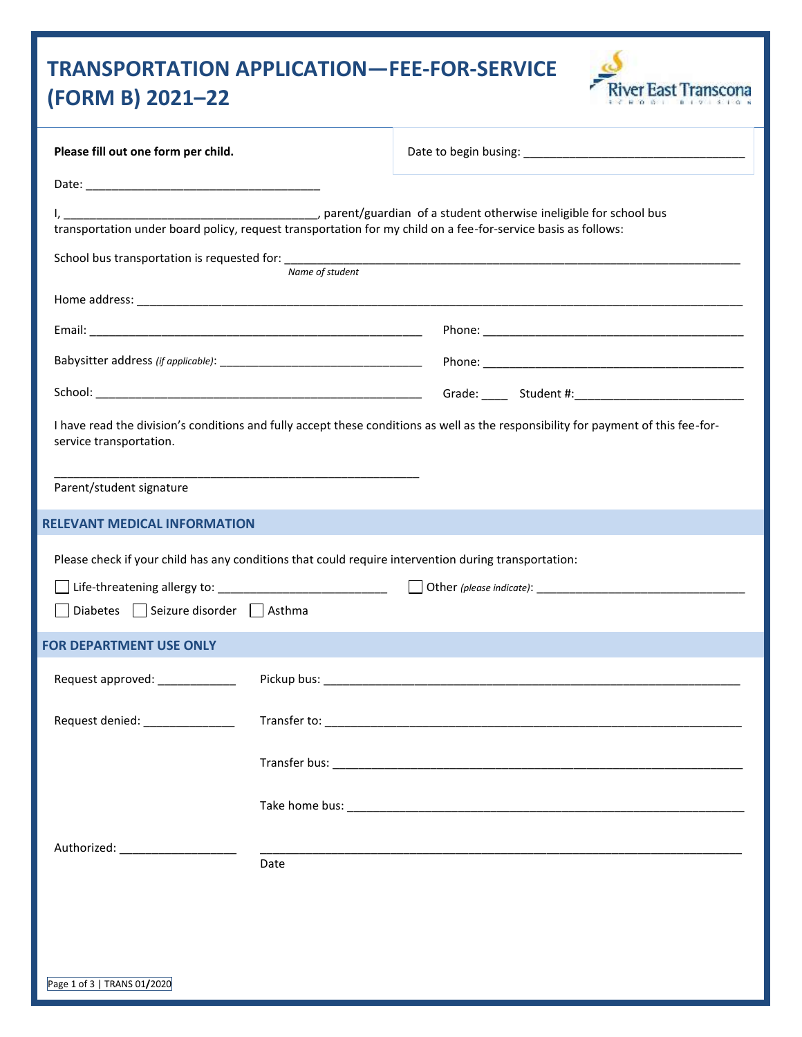# TRANSPORTATION APPLICATION—FEE-FOR-SERVICE (FORM B) 2021–22

**Please fill out one form per child.**

Date to begin busing: ___________________________________

Date: ___________________________________

I, ______________________________________, parent/guardian of a student otherwise ineligible for school bus transportation under board policy, request transportation for my child on a fee-for-service basis as follows:

School bus transportation is requested for: ______________________________________________________________________
*Name of student*

Home address: ______________________________________________________________________________________________

Email: ___________________________________________________ Phone: ________________________________________

Babysitter address *(if applicable)*: _______________________________ Phone: ________________________________________

School: ____________________________________________________ Grade: ____ Student #:_________________________

I have read the division's conditions and fully accept these conditions as well as the responsibility for payment of this fee-for-service transportation.

_________________________________________________________
Parent/student signature

## RELEVANT MEDICAL INFORMATION

Please check if your child has any conditions that could require intervention during transportation:

☐ Life-threatening allergy to: __________________________ ☐ Other *(please indicate)*: _________________________________

☐ Diabetes ☐ Seizure disorder ☐ Asthma

## FOR DEPARTMENT USE ONLY

Request approved: ____________ Pickup bus: _______________________________________________________________

Request denied: ______________ Transfer to: _______________________________________________________________

Transfer bus: _______________________________________________________________

Take home bus: _______________________________________________________________

Authorized: _________________ _______________________________________________________________
Date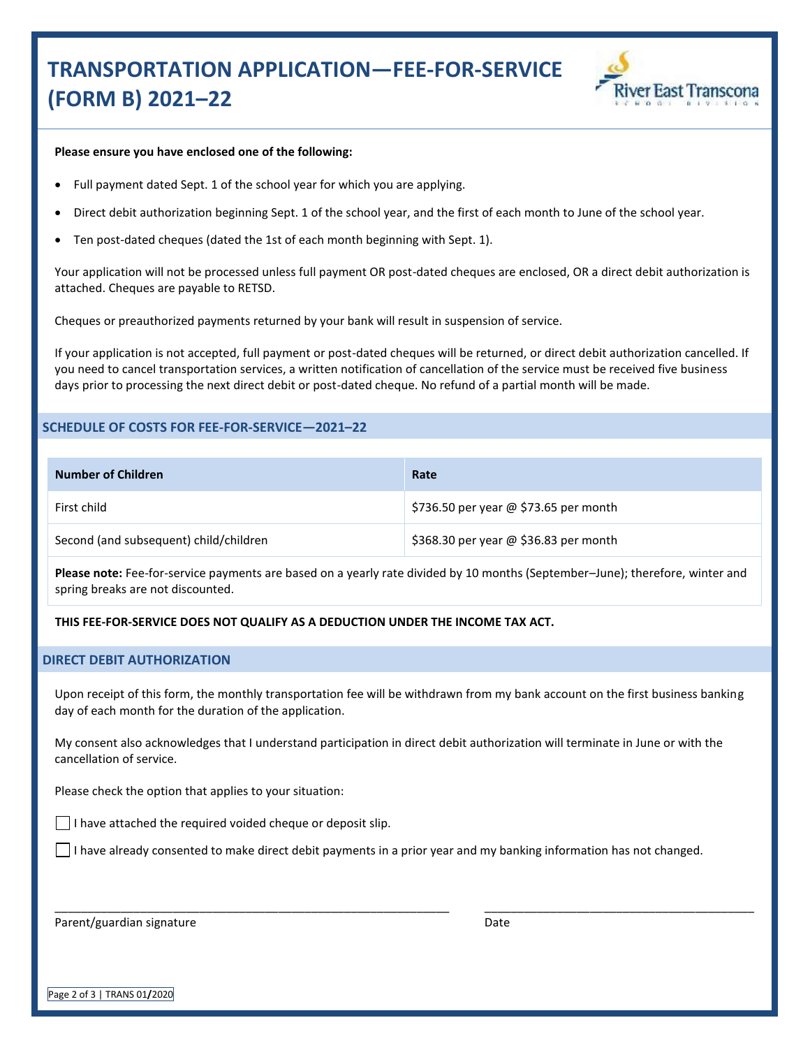# TRANSPORTATION APPLICATION—FEE-FOR-SERVICE (FORM B) 2021–22

**Please ensure you have enclosed one of the following:**

- Full payment dated Sept. 1 of the school year for which you are applying.
- Direct debit authorization beginning Sept. 1 of the school year, and the first of each month to June of the school year.
- Ten post-dated cheques (dated the 1st of each month beginning with Sept. 1).

Your application will not be processed unless full payment OR post-dated cheques are enclosed, OR a direct debit authorization is attached. Cheques are payable to RETSD.

Cheques or preauthorized payments returned by your bank will result in suspension of service.

If your application is not accepted, full payment or post-dated cheques will be returned, or direct debit authorization cancelled. If you need to cancel transportation services, a written notification of cancellation of the service must be received five business days prior to processing the next direct debit or post-dated cheque. No refund of a partial month will be made.

## SCHEDULE OF COSTS FOR FEE-FOR-SERVICE—2021–22

| Number of Children | Rate |
|---|---|
| First child | $736.50 per year @ $73.65 per month |
| Second (and subsequent) child/children | $368.30 per year @ $36.83 per month |

**Please note:** Fee-for-service payments are based on a yearly rate divided by 10 months (September–June); therefore, winter and spring breaks are not discounted.

**THIS FEE-FOR-SERVICE DOES NOT QUALIFY AS A DEDUCTION UNDER THE INCOME TAX ACT.**

## DIRECT DEBIT AUTHORIZATION

Upon receipt of this form, the monthly transportation fee will be withdrawn from my bank account on the first business banking day of each month for the duration of the application.

My consent also acknowledges that I understand participation in direct debit authorization will terminate in June or with the cancellation of service.

Please check the option that applies to your situation:

☐ I have attached the required voided cheque or deposit slip.

☐ I have already consented to make direct debit payments in a prior year and my banking information has not changed.

_______________________________________________ _______________________________

Parent/guardian signature Date

TRANS 01/2020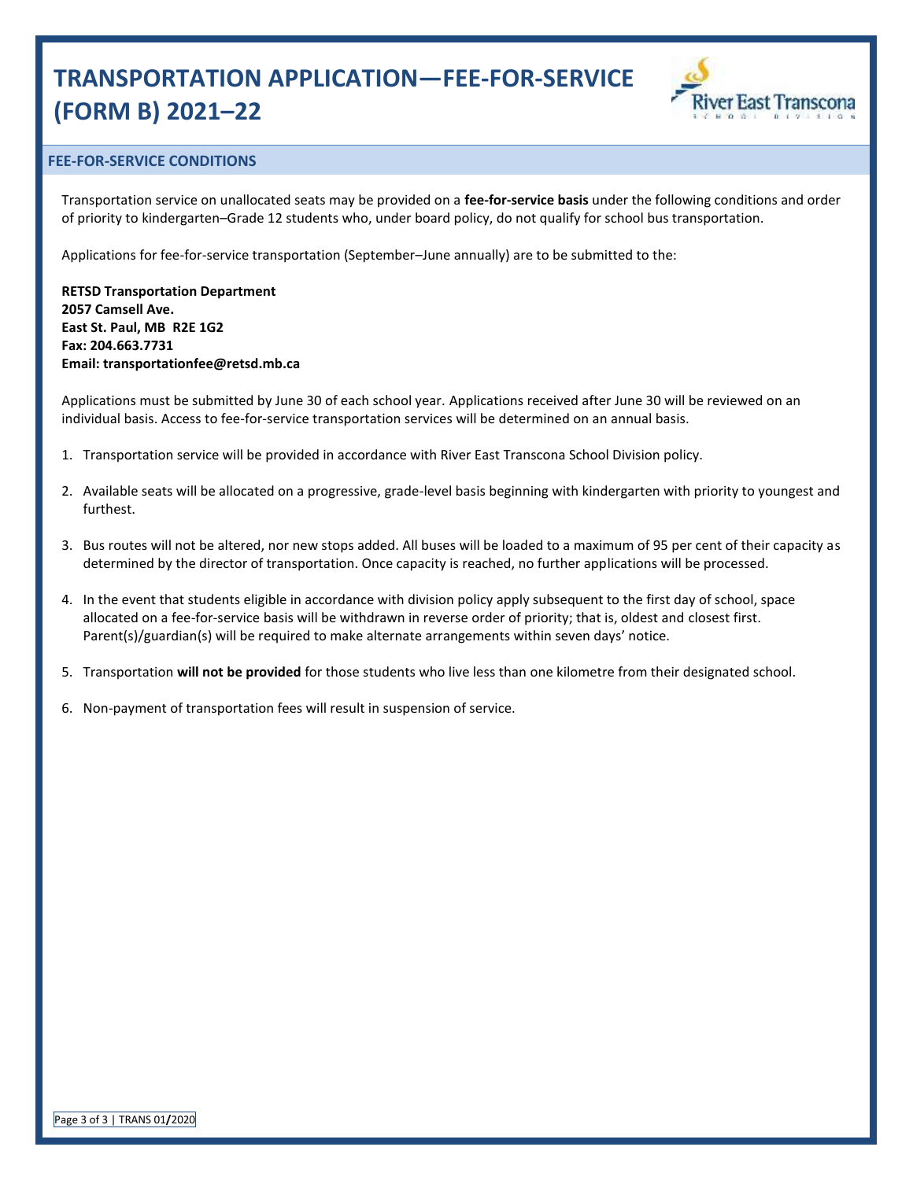# TRANSPORTATION APPLICATION—FEE-FOR-SERVICE (FORM B) 2021–22

## FEE-FOR-SERVICE CONDITIONS

Transportation service on unallocated seats may be provided on a **fee-for-service basis** under the following conditions and order of priority to kindergarten–Grade 12 students who, under board policy, do not qualify for school bus transportation.

Applications for fee-for-service transportation (September–June annually) are to be submitted to the:

**RETSD Transportation Department**
**2057 Camsell Ave.**
**East St. Paul, MB R2E 1G2**
**Fax: 204.663.7731**
**Email: transportationfee@retsd.mb.ca**

Applications must be submitted by June 30 of each school year. Applications received after June 30 will be reviewed on an individual basis. Access to fee-for-service transportation services will be determined on an annual basis.

1. Transportation service will be provided in accordance with River East Transcona School Division policy.
2. Available seats will be allocated on a progressive, grade-level basis beginning with kindergarten with priority to youngest and furthest.
3. Bus routes will not be altered, nor new stops added. All buses will be loaded to a maximum of 95 per cent of their capacity as determined by the director of transportation. Once capacity is reached, no further applications will be processed.
4. In the event that students eligible in accordance with division policy apply subsequent to the first day of school, space allocated on a fee-for-service basis will be withdrawn in reverse order of priority; that is, oldest and closest first. Parent(s)/guardian(s) will be required to make alternate arrangements within seven days' notice.
5. Transportation **will not be provided** for those students who live less than one kilometre from their designated school.
6. Non-payment of transportation fees will result in suspension of service.